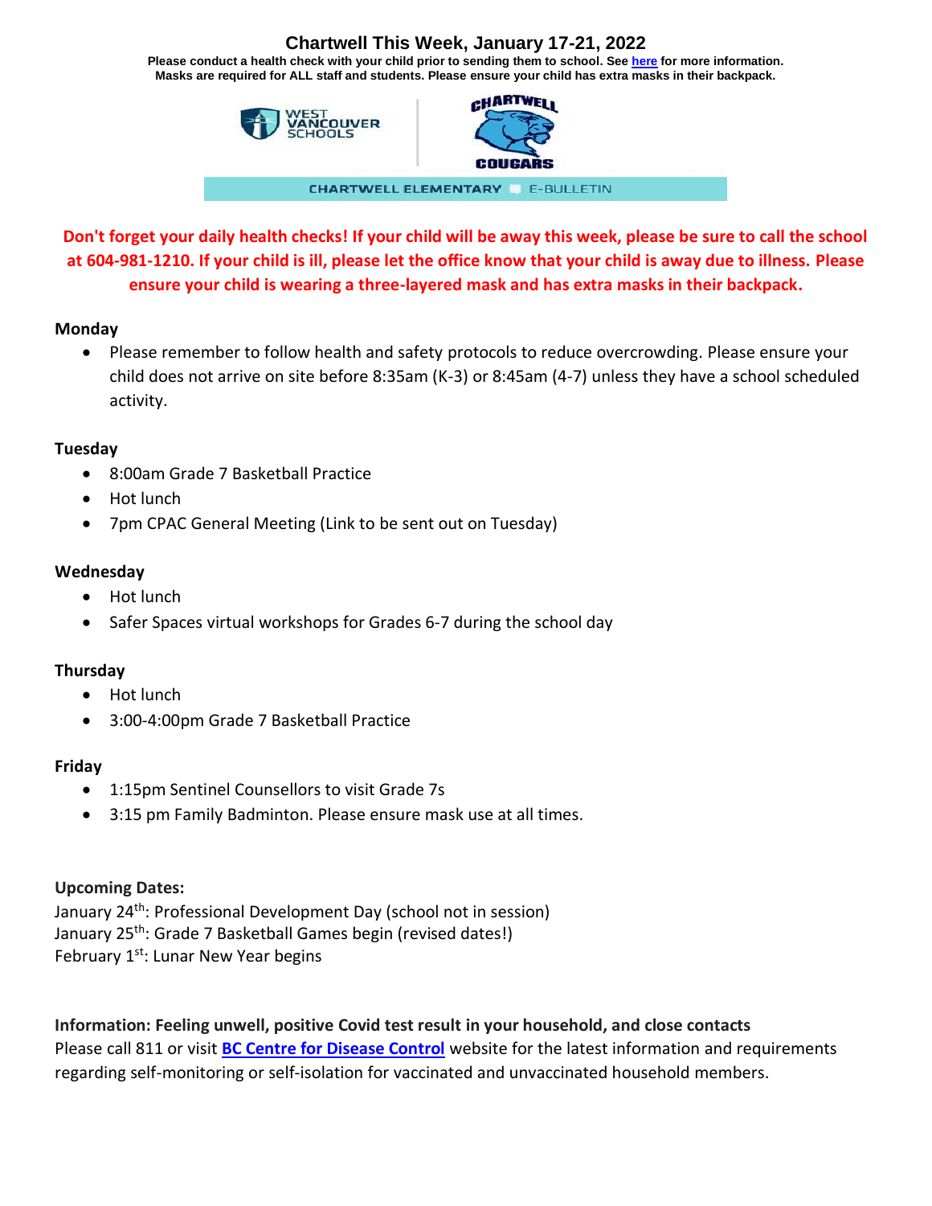# Chartwell This Week, January 17-21, 2022

**Please conduct a health check with your child prior to sending them to school. See here for more information. Masks are required for ALL staff and students. Please ensure your child has extra masks in their backpack.**

WEST VANCOUVER SCHOOLS | CHARTWELL COUGARS

CHARTWELL ELEMENTARY E-BULLETIN

**Don't forget your daily health checks! If your child will be away this week, please be sure to call the school at 604-981-1210. If your child is ill, please let the office know that your child is away due to illness. Please ensure your child is wearing a three-layered mask and has extra masks in their backpack.**

### Monday

- Please remember to follow health and safety protocols to reduce overcrowding. Please ensure your child does not arrive on site before 8:35am (K-3) or 8:45am (4-7) unless they have a school scheduled activity.

### Tuesday

- 8:00am Grade 7 Basketball Practice
- Hot lunch
- 7pm CPAC General Meeting (Link to be sent out on Tuesday)

### Wednesday

- Hot lunch
- Safer Spaces virtual workshops for Grades 6-7 during the school day

### Thursday

- Hot lunch
- 3:00-4:00pm Grade 7 Basketball Practice

### Friday

- 1:15pm Sentinel Counsellors to visit Grade 7s
- 3:15 pm Family Badminton. Please ensure mask use at all times.

**Upcoming Dates:**

January 24th: Professional Development Day (school not in session)
January 25th: Grade 7 Basketball Games begin (revised dates!)
February 1st: Lunar New Year begins

**Information: Feeling unwell, positive Covid test result in your household, and close contacts**

Please call 811 or visit **BC Centre for Disease Control** website for the latest information and requirements regarding self-monitoring or self-isolation for vaccinated and unvaccinated household members.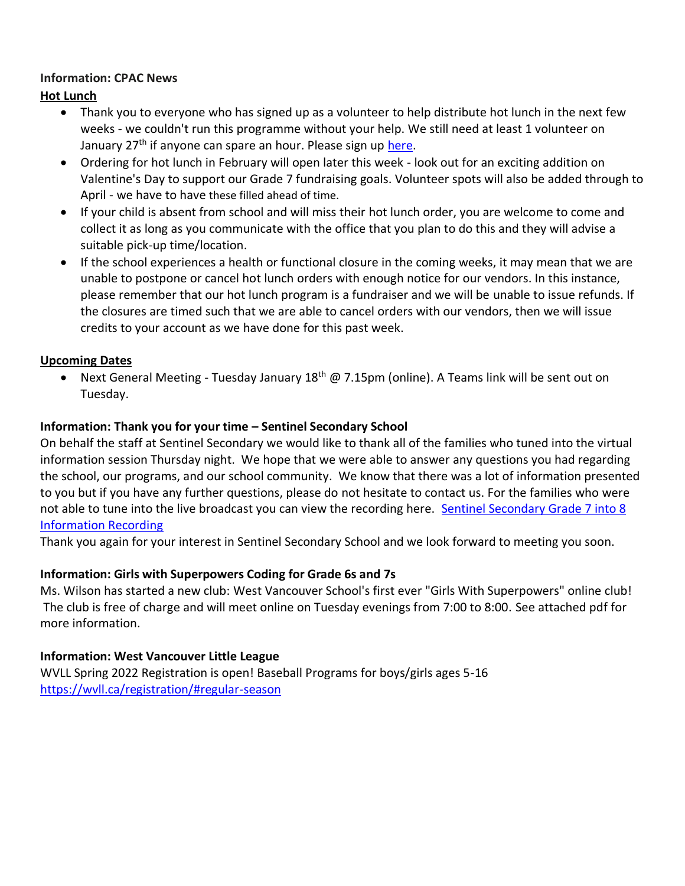**Information: CPAC News**

**Hot Lunch**

- Thank you to everyone who has signed up as a volunteer to help distribute hot lunch in the next few weeks - we couldn't run this programme without your help. We still need at least 1 volunteer on January 27th if anyone can spare an hour. Please sign up here.
- Ordering for hot lunch in February will open later this week - look out for an exciting addition on Valentine's Day to support our Grade 7 fundraising goals. Volunteer spots will also be added through to April - we have to have these filled ahead of time.
- If your child is absent from school and will miss their hot lunch order, you are welcome to come and collect it as long as you communicate with the office that you plan to do this and they will advise a suitable pick-up time/location.
- If the school experiences a health or functional closure in the coming weeks, it may mean that we are unable to postpone or cancel hot lunch orders with enough notice for our vendors. In this instance, please remember that our hot lunch program is a fundraiser and we will be unable to issue refunds. If the closures are timed such that we are able to cancel orders with our vendors, then we will issue credits to your account as we have done for this past week.

**Upcoming Dates**

- Next General Meeting - Tuesday January 18th @ 7.15pm (online). A Teams link will be sent out on Tuesday.

**Information: Thank you for your time – Sentinel Secondary School**

On behalf the staff at Sentinel Secondary we would like to thank all of the families who tuned into the virtual information session Thursday night. We hope that we were able to answer any questions you had regarding the school, our programs, and our school community. We know that there was a lot of information presented to you but if you have any further questions, please do not hesitate to contact us. For the families who were not able to tune into the live broadcast you can view the recording here. Sentinel Secondary Grade 7 into 8 Information Recording

Thank you again for your interest in Sentinel Secondary School and we look forward to meeting you soon.

**Information: Girls with Superpowers Coding for Grade 6s and 7s**

Ms. Wilson has started a new club: West Vancouver School's first ever "Girls With Superpowers" online club! The club is free of charge and will meet online on Tuesday evenings from 7:00 to 8:00. See attached pdf for more information.

**Information: West Vancouver Little League**

WVLL Spring 2022 Registration is open! Baseball Programs for boys/girls ages 5-16
https://wvll.ca/registration/#regular-season